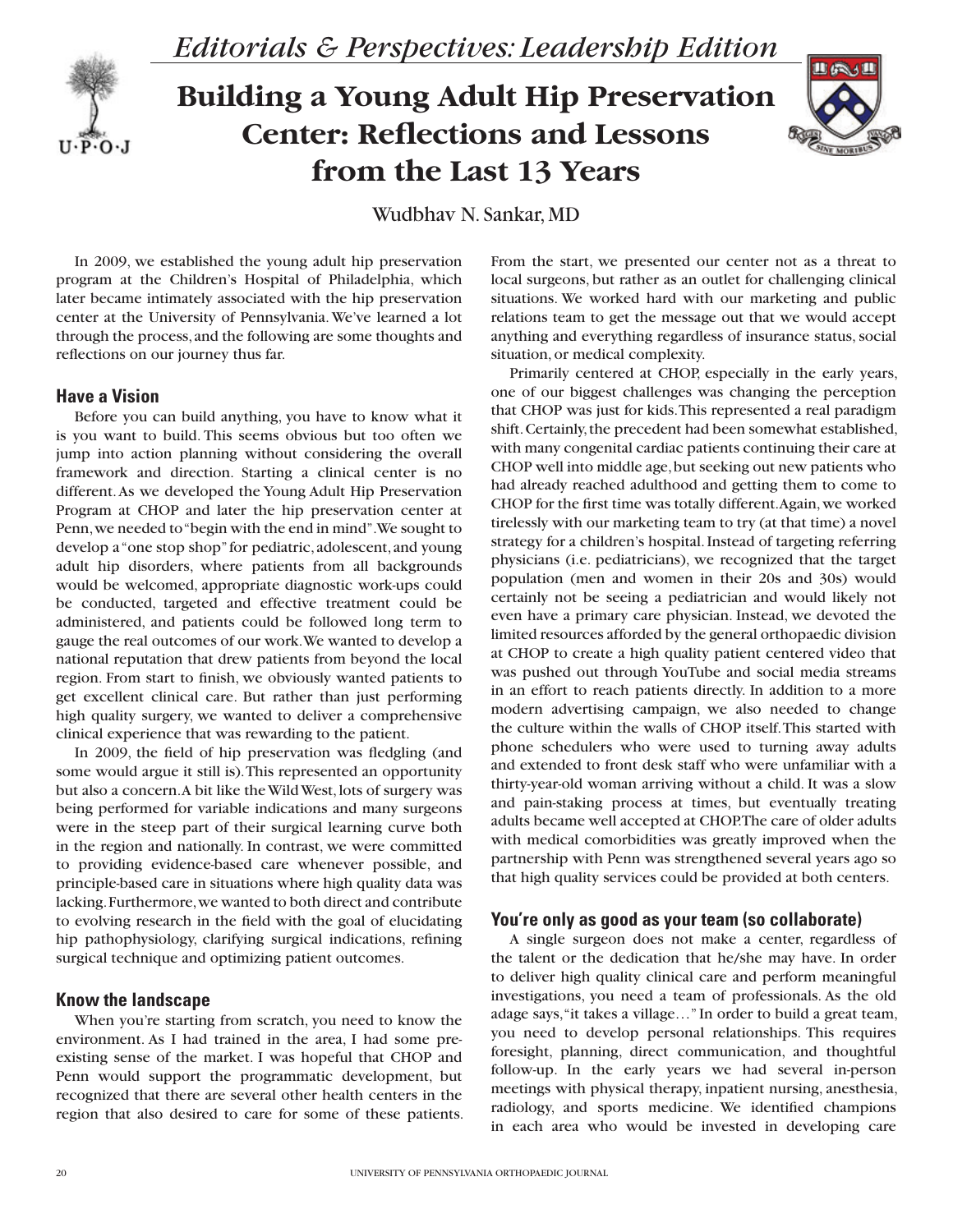*Editorials & Perspectives: Leadership Edition*

# Building a Young Adult Hip Preservation Center: Reflections and Lessons from the Last 13 Years

Wudbhav N. Sankar, MD

In 2009, we established the young adult hip preservation program at the Children's Hospital of Philadelphia, which later became intimately associated with the hip preservation center at the University of Pennsylvania. We've learned a lot through the process, and the following are some thoughts and reflections on our journey thus far.

## Have a Vision

Before you can build anything, you have to know what it is you want to build. This seems obvious but too often we jump into action planning without considering the overall framework and direction. Starting a clinical center is no different. As we developed the Young Adult Hip Preservation Program at CHOP and later the hip preservation center at Penn, we needed to "begin with the end in mind". We sought to develop a "one stop shop" for pediatric, adolescent, and young adult hip disorders, where patients from all backgrounds would be welcomed, appropriate diagnostic work-ups could be conducted, targeted and effective treatment could be administered, and patients could be followed long term to gauge the real outcomes of our work. We wanted to develop a national reputation that drew patients from beyond the local region. From start to finish, we obviously wanted patients to get excellent clinical care. But rather than just performing high quality surgery, we wanted to deliver a comprehensive clinical experience that was rewarding to the patient.

In 2009, the field of hip preservation was fledgling (and some would argue it still is). This represented an opportunity but also a concern. A bit like the Wild West, lots of surgery was being performed for variable indications and many surgeons were in the steep part of their surgical learning curve both in the region and nationally. In contrast, we were committed to providing evidence-based care whenever possible, and principle-based care in situations where high quality data was lacking. Furthermore, we wanted to both direct and contribute to evolving research in the field with the goal of elucidating hip pathophysiology, clarifying surgical indications, refining surgical technique and optimizing patient outcomes.

## Know the landscape

When you're starting from scratch, you need to know the environment. As I had trained in the area, I had some pre-existing sense of the market. I was hopeful that CHOP and Penn would support the programmatic development, but recognized that there are several other health centers in the region that also desired to care for some of these patients. From the start, we presented our center not as a threat to local surgeons, but rather as an outlet for challenging clinical situations. We worked hard with our marketing and public relations team to get the message out that we would accept anything and everything regardless of insurance status, social situation, or medical complexity.

Primarily centered at CHOP, especially in the early years, one of our biggest challenges was changing the perception that CHOP was just for kids. This represented a real paradigm shift. Certainly, the precedent had been somewhat established, with many congenital cardiac patients continuing their care at CHOP well into middle age, but seeking out new patients who had already reached adulthood and getting them to come to CHOP for the first time was totally different. Again, we worked tirelessly with our marketing team to try (at that time) a novel strategy for a children's hospital. Instead of targeting referring physicians (i.e. pediatricians), we recognized that the target population (men and women in their 20s and 30s) would certainly not be seeing a pediatrician and would likely not even have a primary care physician. Instead, we devoted the limited resources afforded by the general orthopaedic division at CHOP to create a high quality patient centered video that was pushed out through YouTube and social media streams in an effort to reach patients directly. In addition to a more modern advertising campaign, we also needed to change the culture within the walls of CHOP itself. This started with phone schedulers who were used to turning away adults and extended to front desk staff who were unfamiliar with a thirty-year-old woman arriving without a child. It was a slow and pain-staking process at times, but eventually treating adults became well accepted at CHOP. The care of older adults with medical comorbidities was greatly improved when the partnership with Penn was strengthened several years ago so that high quality services could be provided at both centers.

## You're only as good as your team (so collaborate)

A single surgeon does not make a center, regardless of the talent or the dedication that he/she may have. In order to deliver high quality clinical care and perform meaningful investigations, you need a team of professionals. As the old adage says, "it takes a village…" In order to build a great team, you need to develop personal relationships. This requires foresight, planning, direct communication, and thoughtful follow-up. In the early years we had several in-person meetings with physical therapy, inpatient nursing, anesthesia, radiology, and sports medicine. We identified champions in each area who would be invested in developing care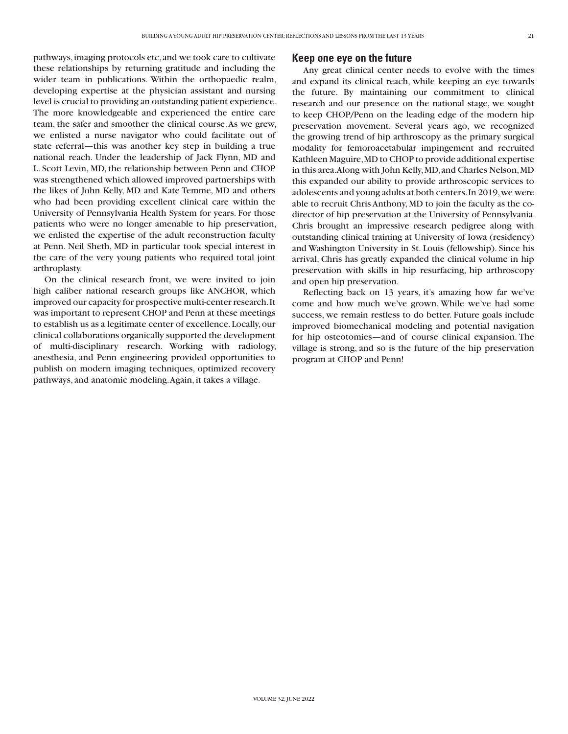pathways, imaging protocols etc, and we took care to cultivate these relationships by returning gratitude and including the wider team in publications. Within the orthopaedic realm, developing expertise at the physician assistant and nursing level is crucial to providing an outstanding patient experience. The more knowledgeable and experienced the entire care team, the safer and smoother the clinical course. As we grew, we enlisted a nurse navigator who could facilitate out of state referral—this was another key step in building a true national reach. Under the leadership of Jack Flynn, MD and L. Scott Levin, MD, the relationship between Penn and CHOP was strengthened which allowed improved partnerships with the likes of John Kelly, MD and Kate Temme, MD and others who had been providing excellent clinical care within the University of Pennsylvania Health System for years. For those patients who were no longer amenable to hip preservation, we enlisted the expertise of the adult reconstruction faculty at Penn. Neil Sheth, MD in particular took special interest in the care of the very young patients who required total joint arthroplasty.

On the clinical research front, we were invited to join high caliber national research groups like ANCHOR, which improved our capacity for prospective multi-center research. It was important to represent CHOP and Penn at these meetings to establish us as a legitimate center of excellence. Locally, our clinical collaborations organically supported the development of multi-disciplinary research. Working with radiology, anesthesia, and Penn engineering provided opportunities to publish on modern imaging techniques, optimized recovery pathways, and anatomic modeling. Again, it takes a village.

## Keep one eye on the future

Any great clinical center needs to evolve with the times and expand its clinical reach, while keeping an eye towards the future. By maintaining our commitment to clinical research and our presence on the national stage, we sought to keep CHOP/Penn on the leading edge of the modern hip preservation movement. Several years ago, we recognized the growing trend of hip arthroscopy as the primary surgical modality for femoroacetabular impingement and recruited Kathleen Maguire, MD to CHOP to provide additional expertise in this area. Along with John Kelly, MD, and Charles Nelson, MD this expanded our ability to provide arthroscopic services to adolescents and young adults at both centers. In 2019, we were able to recruit Chris Anthony, MD to join the faculty as the co-director of hip preservation at the University of Pennsylvania. Chris brought an impressive research pedigree along with outstanding clinical training at University of Iowa (residency) and Washington University in St. Louis (fellowship). Since his arrival, Chris has greatly expanded the clinical volume in hip preservation with skills in hip resurfacing, hip arthroscopy and open hip preservation.

Reflecting back on 13 years, it's amazing how far we've come and how much we've grown. While we've had some success, we remain restless to do better. Future goals include improved biomechanical modeling and potential navigation for hip osteotomies—and of course clinical expansion. The village is strong, and so is the future of the hip preservation program at CHOP and Penn!